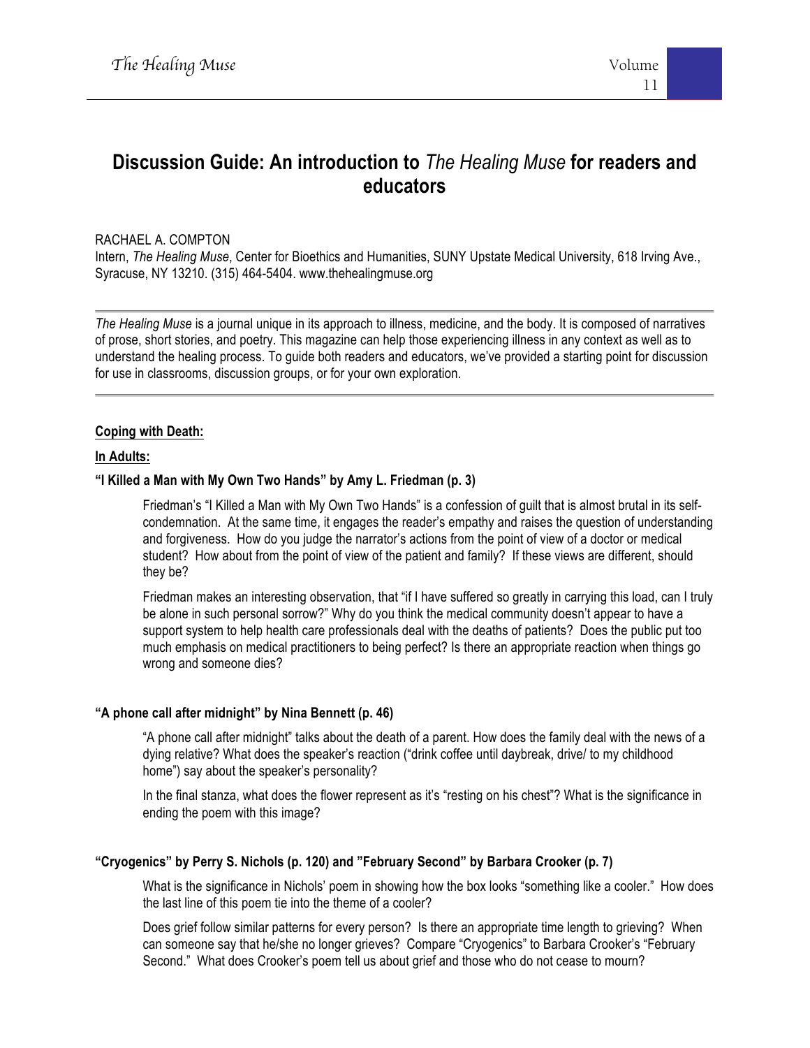# Discussion Guide: An introduction to *The Healing Muse* for readers and educators

RACHAEL A. COMPTON

Intern, *The Healing Muse*, Center for Bioethics and Humanities, SUNY Upstate Medical University, 618 Irving Ave., Syracuse, NY 13210. (315) 464-5404. www.thehealingmuse.org

---

*The Healing Muse* is a journal unique in its approach to illness, medicine, and the body. It is composed of narratives of prose, short stories, and poetry. This magazine can help those experiencing illness in any context as well as to understand the healing process. To guide both readers and educators, we've provided a starting point for discussion for use in classrooms, discussion groups, or for your own exploration.

---

**<u>Coping with Death:</u>**

**<u>In Adults:</u>**

**"I Killed a Man with My Own Two Hands" by Amy L. Friedman (p. 3)**

Friedman's "I Killed a Man with My Own Two Hands" is a confession of guilt that is almost brutal in its self-condemnation. At the same time, it engages the reader's empathy and raises the question of understanding and forgiveness. How do you judge the narrator's actions from the point of view of a doctor or medical student? How about from the point of view of the patient and family? If these views are different, should they be?

Friedman makes an interesting observation, that "if I have suffered so greatly in carrying this load, can I truly be alone in such personal sorrow?" Why do you think the medical community doesn't appear to have a support system to help health care professionals deal with the deaths of patients? Does the public put too much emphasis on medical practitioners to being perfect? Is there an appropriate reaction when things go wrong and someone dies?

**"A phone call after midnight" by Nina Bennett (p. 46)**

"A phone call after midnight" talks about the death of a parent. How does the family deal with the news of a dying relative? What does the speaker's reaction ("drink coffee until daybreak, drive/ to my childhood home") say about the speaker's personality?

In the final stanza, what does the flower represent as it's "resting on his chest"? What is the significance in ending the poem with this image?

**"Cryogenics" by Perry S. Nichols (p. 120) and "February Second" by Barbara Crooker (p. 7)**

What is the significance in Nichols' poem in showing how the box looks "something like a cooler." How does the last line of this poem tie into the theme of a cooler?

Does grief follow similar patterns for every person? Is there an appropriate time length to grieving? When can someone say that he/she no longer grieves? Compare "Cryogenics" to Barbara Crooker's "February Second." What does Crooker's poem tell us about grief and those who do not cease to mourn?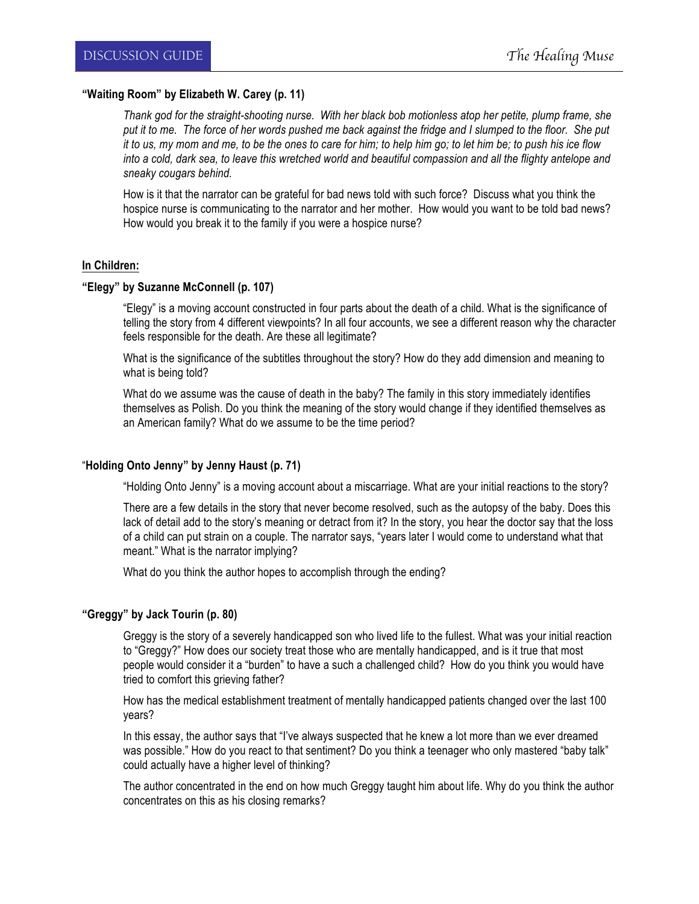### "Waiting Room" by Elizabeth W. Carey (p. 11)

*Thank god for the straight-shooting nurse. With her black bob motionless atop her petite, plump frame, she put it to me. The force of her words pushed me back against the fridge and I slumped to the floor. She put it to us, my mom and me, to be the ones to care for him; to help him go; to let him be; to push his ice flow into a cold, dark sea, to leave this wretched world and beautiful compassion and all the flighty antelope and sneaky cougars behind.*

How is it that the narrator can be grateful for bad news told with such force? Discuss what you think the hospice nurse is communicating to the narrator and her mother. How would you want to be told bad news? How would you break it to the family if you were a hospice nurse?

## In Children:

### "Elegy" by Suzanne McConnell (p. 107)

"Elegy" is a moving account constructed in four parts about the death of a child. What is the significance of telling the story from 4 different viewpoints? In all four accounts, we see a different reason why the character feels responsible for the death. Are these all legitimate?

What is the significance of the subtitles throughout the story? How do they add dimension and meaning to what is being told?

What do we assume was the cause of death in the baby? The family in this story immediately identifies themselves as Polish. Do you think the meaning of the story would change if they identified themselves as an American family? What do we assume to be the time period?

### "Holding Onto Jenny" by Jenny Haust (p. 71)

"Holding Onto Jenny" is a moving account about a miscarriage. What are your initial reactions to the story?

There are a few details in the story that never become resolved, such as the autopsy of the baby. Does this lack of detail add to the story's meaning or detract from it? In the story, you hear the doctor say that the loss of a child can put strain on a couple. The narrator says, "years later I would come to understand what that meant." What is the narrator implying?

What do you think the author hopes to accomplish through the ending?

### "Greggy" by Jack Tourin (p. 80)

Greggy is the story of a severely handicapped son who lived life to the fullest. What was your initial reaction to "Greggy?" How does our society treat those who are mentally handicapped, and is it true that most people would consider it a "burden" to have a such a challenged child? How do you think you would have tried to comfort this grieving father?

How has the medical establishment treatment of mentally handicapped patients changed over the last 100 years?

In this essay, the author says that "I've always suspected that he knew a lot more than we ever dreamed was possible." How do you react to that sentiment? Do you think a teenager who only mastered "baby talk" could actually have a higher level of thinking?

The author concentrated in the end on how much Greggy taught him about life. Why do you think the author concentrates on this as his closing remarks?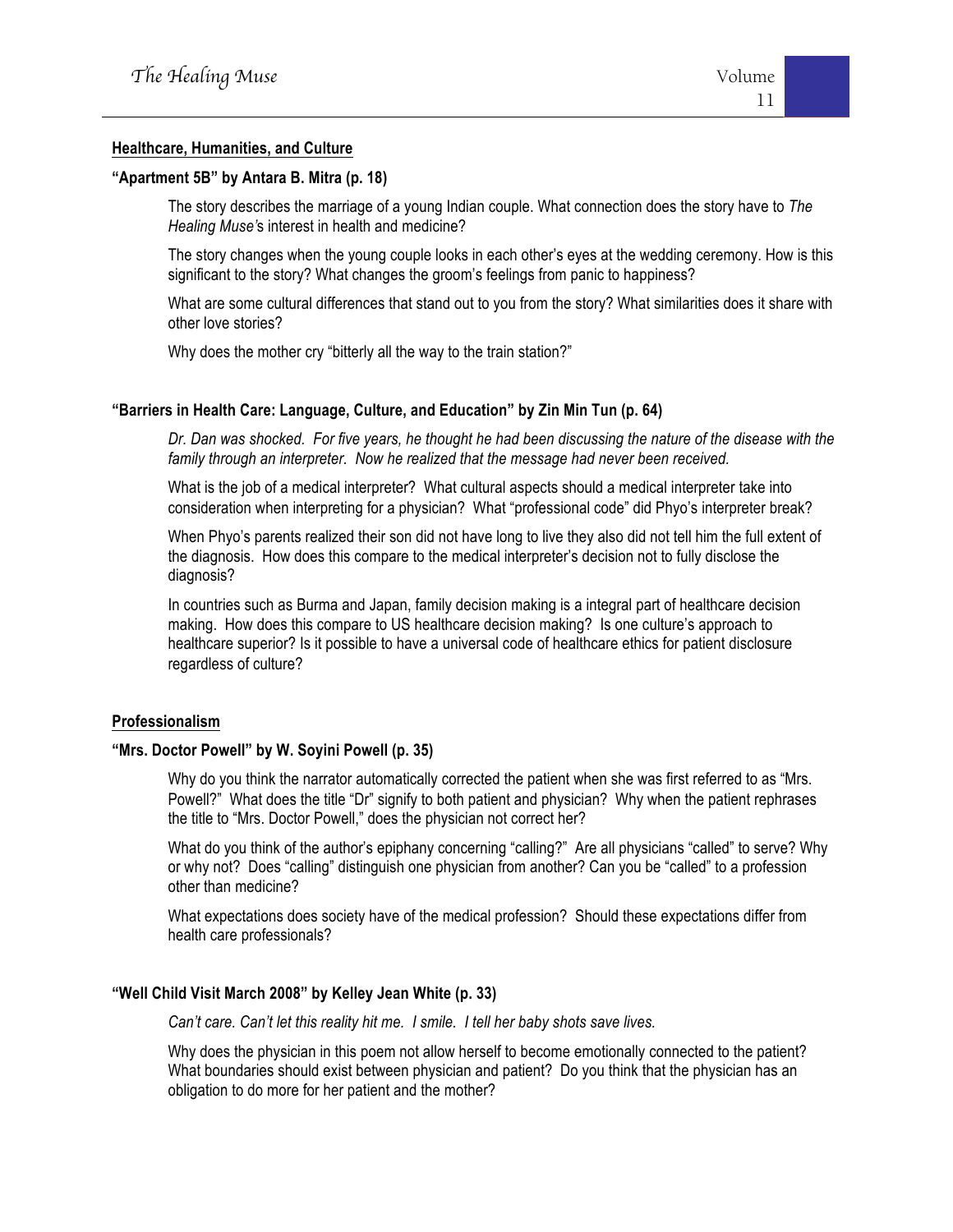## Healthcare, Humanities, and Culture

### "Apartment 5B" by Antara B. Mitra (p. 18)

The story describes the marriage of a young Indian couple. What connection does the story have to *The Healing Muse's* interest in health and medicine?

The story changes when the young couple looks in each other's eyes at the wedding ceremony. How is this significant to the story? What changes the groom's feelings from panic to happiness?

What are some cultural differences that stand out to you from the story? What similarities does it share with other love stories?

Why does the mother cry "bitterly all the way to the train station?"

### "Barriers in Health Care: Language, Culture, and Education" by Zin Min Tun (p. 64)

*Dr. Dan was shocked. For five years, he thought he had been discussing the nature of the disease with the family through an interpreter. Now he realized that the message had never been received.*

What is the job of a medical interpreter? What cultural aspects should a medical interpreter take into consideration when interpreting for a physician? What "professional code" did Phyo's interpreter break?

When Phyo's parents realized their son did not have long to live they also did not tell him the full extent of the diagnosis. How does this compare to the medical interpreter's decision not to fully disclose the diagnosis?

In countries such as Burma and Japan, family decision making is a integral part of healthcare decision making. How does this compare to US healthcare decision making? Is one culture's approach to healthcare superior? Is it possible to have a universal code of healthcare ethics for patient disclosure regardless of culture?

## Professionalism

### "Mrs. Doctor Powell" by W. Soyini Powell (p. 35)

Why do you think the narrator automatically corrected the patient when she was first referred to as "Mrs. Powell?" What does the title "Dr" signify to both patient and physician? Why when the patient rephrases the title to "Mrs. Doctor Powell," does the physician not correct her?

What do you think of the author's epiphany concerning "calling?" Are all physicians "called" to serve? Why or why not? Does "calling" distinguish one physician from another? Can you be "called" to a profession other than medicine?

What expectations does society have of the medical profession? Should these expectations differ from health care professionals?

### "Well Child Visit March 2008" by Kelley Jean White (p. 33)

*Can't care. Can't let this reality hit me. I smile. I tell her baby shots save lives.*

Why does the physician in this poem not allow herself to become emotionally connected to the patient? What boundaries should exist between physician and patient? Do you think that the physician has an obligation to do more for her patient and the mother?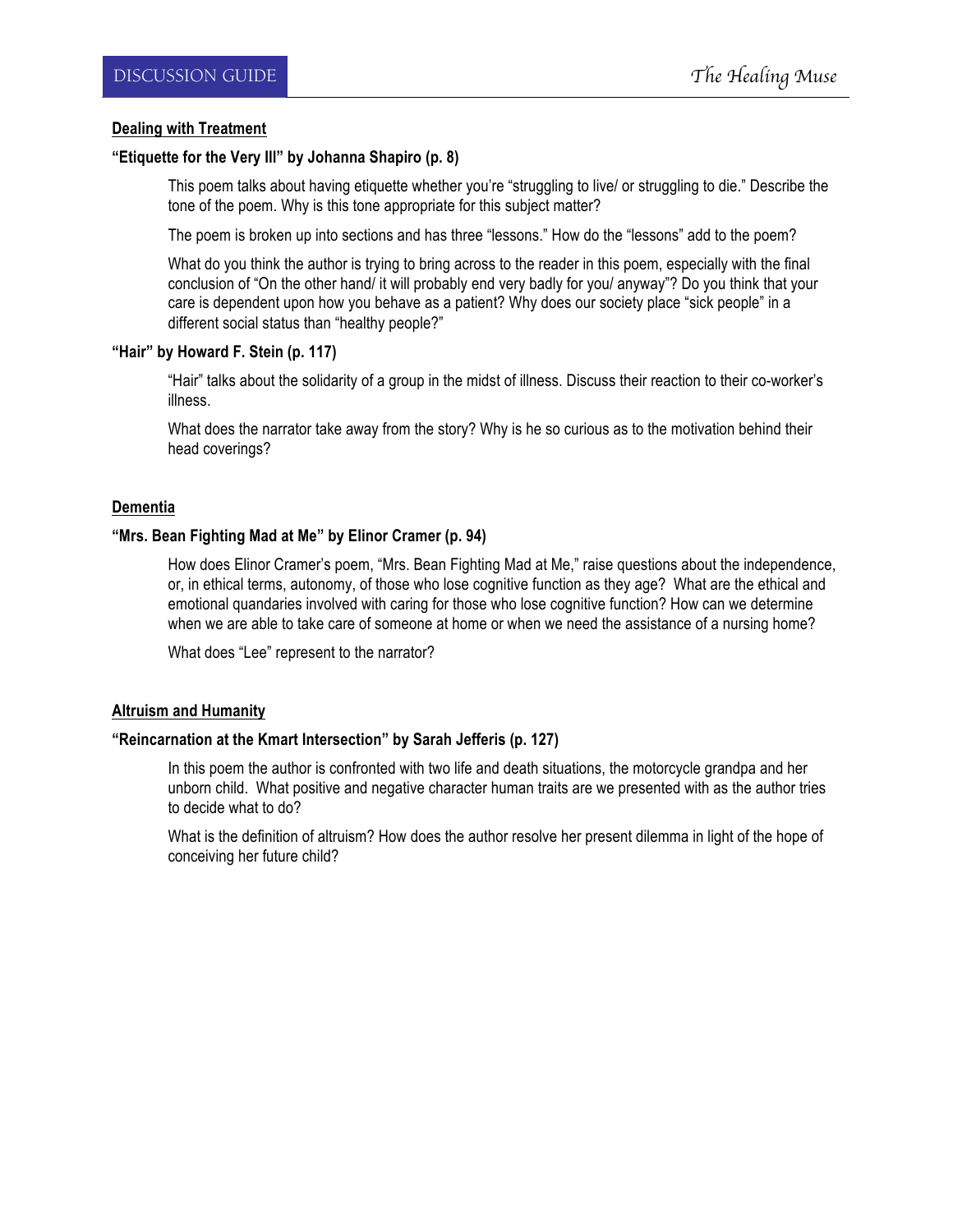## Dealing with Treatment

### "Etiquette for the Very Ill" by Johanna Shapiro (p. 8)

This poem talks about having etiquette whether you're "struggling to live/ or struggling to die." Describe the tone of the poem. Why is this tone appropriate for this subject matter?

The poem is broken up into sections and has three "lessons." How do the "lessons" add to the poem?

What do you think the author is trying to bring across to the reader in this poem, especially with the final conclusion of "On the other hand/ it will probably end very badly for you/ anyway"? Do you think that your care is dependent upon how you behave as a patient? Why does our society place "sick people" in a different social status than "healthy people?"

### "Hair" by Howard F. Stein (p. 117)

"Hair" talks about the solidarity of a group in the midst of illness. Discuss their reaction to their co-worker's illness.

What does the narrator take away from the story? Why is he so curious as to the motivation behind their head coverings?

## Dementia

### "Mrs. Bean Fighting Mad at Me" by Elinor Cramer (p. 94)

How does Elinor Cramer's poem, "Mrs. Bean Fighting Mad at Me," raise questions about the independence, or, in ethical terms, autonomy, of those who lose cognitive function as they age? What are the ethical and emotional quandaries involved with caring for those who lose cognitive function? How can we determine when we are able to take care of someone at home or when we need the assistance of a nursing home?

What does "Lee" represent to the narrator?

## Altruism and Humanity

### "Reincarnation at the Kmart Intersection" by Sarah Jefferis (p. 127)

In this poem the author is confronted with two life and death situations, the motorcycle grandpa and her unborn child. What positive and negative character human traits are we presented with as the author tries to decide what to do?

What is the definition of altruism? How does the author resolve her present dilemma in light of the hope of conceiving her future child?